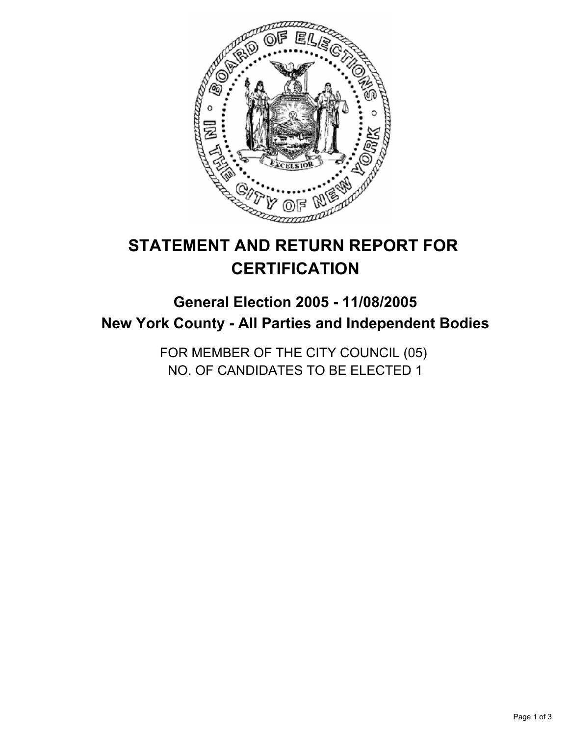# STATEMENT AND RETURN REPORT FOR CERTIFICATION

## General Election 2005 - 11/08/2005
## New York County - All Parties and Independent Bodies

FOR MEMBER OF THE CITY COUNCIL (05)
NO. OF CANDIDATES TO BE ELECTED 1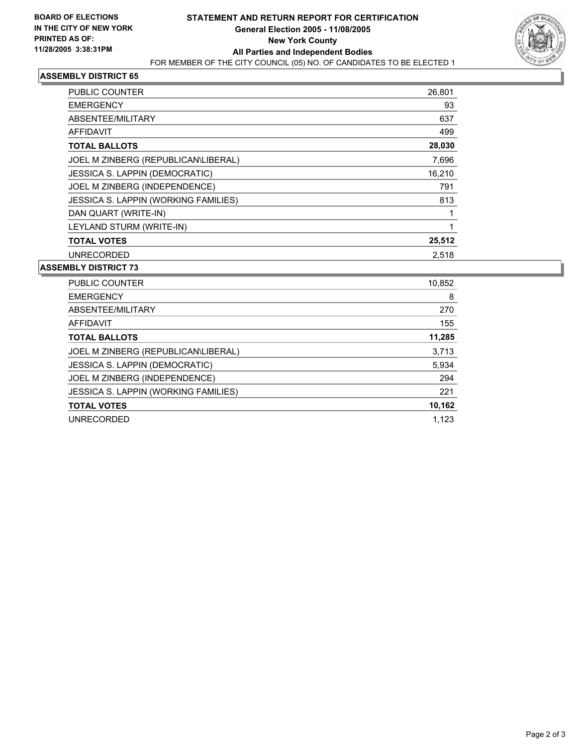**BOARD OF ELECTIONS IN THE CITY OF NEW YORK PRINTED AS OF: 11/28/2005 3:38:31PM**

# STATEMENT AND RETURN REPORT FOR CERTIFICATION

**General Election 2005 - 11/08/2005**

**New York County**

**All Parties and Independent Bodies**

FOR MEMBER OF THE CITY COUNCIL (05) NO. OF CANDIDATES TO BE ELECTED 1

## ASSEMBLY DISTRICT 65

| | |
|---|---|
| PUBLIC COUNTER | 26,801 |
| EMERGENCY | 93 |
| ABSENTEE/MILITARY | 637 |
| AFFIDAVIT | 499 |
| **TOTAL BALLOTS** | **28,030** |
| JOEL M ZINBERG (REPUBLICAN\LIBERAL) | 7,696 |
| JESSICA S. LAPPIN (DEMOCRATIC) | 16,210 |
| JOEL M ZINBERG (INDEPENDENCE) | 791 |
| JESSICA S. LAPPIN (WORKING FAMILIES) | 813 |
| DAN QUART (WRITE-IN) | 1 |
| LEYLAND STURM (WRITE-IN) | 1 |
| **TOTAL VOTES** | **25,512** |
| UNRECORDED | 2,518 |

## ASSEMBLY DISTRICT 73

| | |
|---|---|
| PUBLIC COUNTER | 10,852 |
| EMERGENCY | 8 |
| ABSENTEE/MILITARY | 270 |
| AFFIDAVIT | 155 |
| **TOTAL BALLOTS** | **11,285** |
| JOEL M ZINBERG (REPUBLICAN\LIBERAL) | 3,713 |
| JESSICA S. LAPPIN (DEMOCRATIC) | 5,934 |
| JOEL M ZINBERG (INDEPENDENCE) | 294 |
| JESSICA S. LAPPIN (WORKING FAMILIES) | 221 |
| **TOTAL VOTES** | **10,162** |
| UNRECORDED | 1,123 |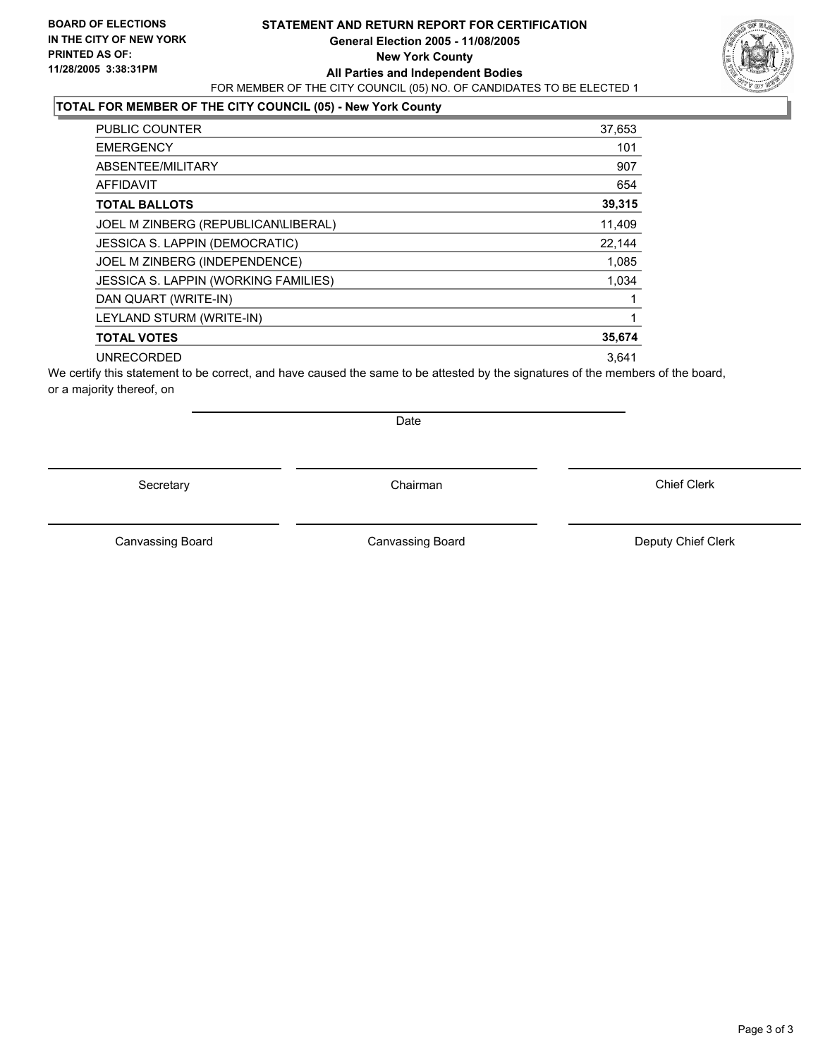**BOARD OF ELECTIONS**
**IN THE CITY OF NEW YORK**
**PRINTED AS OF:**
**11/28/2005 3:38:31PM**

# STATEMENT AND RETURN REPORT FOR CERTIFICATION
## General Election 2005 - 11/08/2005
## New York County
## All Parties and Independent Bodies

FOR MEMBER OF THE CITY COUNCIL (05) NO. OF CANDIDATES TO BE ELECTED 1

### TOTAL FOR MEMBER OF THE CITY COUNCIL (05) - New York County

| | |
|---|---:|
| PUBLIC COUNTER | 37,653 |
| EMERGENCY | 101 |
| ABSENTEE/MILITARY | 907 |
| AFFIDAVIT | 654 |
| **TOTAL BALLOTS** | **39,315** |
| JOEL M ZINBERG (REPUBLICAN\LIBERAL) | 11,409 |
| JESSICA S. LAPPIN (DEMOCRATIC) | 22,144 |
| JOEL M ZINBERG (INDEPENDENCE) | 1,085 |
| JESSICA S. LAPPIN (WORKING FAMILIES) | 1,034 |
| DAN QUART (WRITE-IN) | 1 |
| LEYLAND STURM (WRITE-IN) | 1 |
| **TOTAL VOTES** | **35,674** |
| UNRECORDED | 3,641 |

We certify this statement to be correct, and have caused the same to be attested by the signatures of the members of the board, or a majority thereof, on

Date

Secretary | Chairman | Chief Clerk

Canvassing Board | Canvassing Board | Deputy Chief Clerk